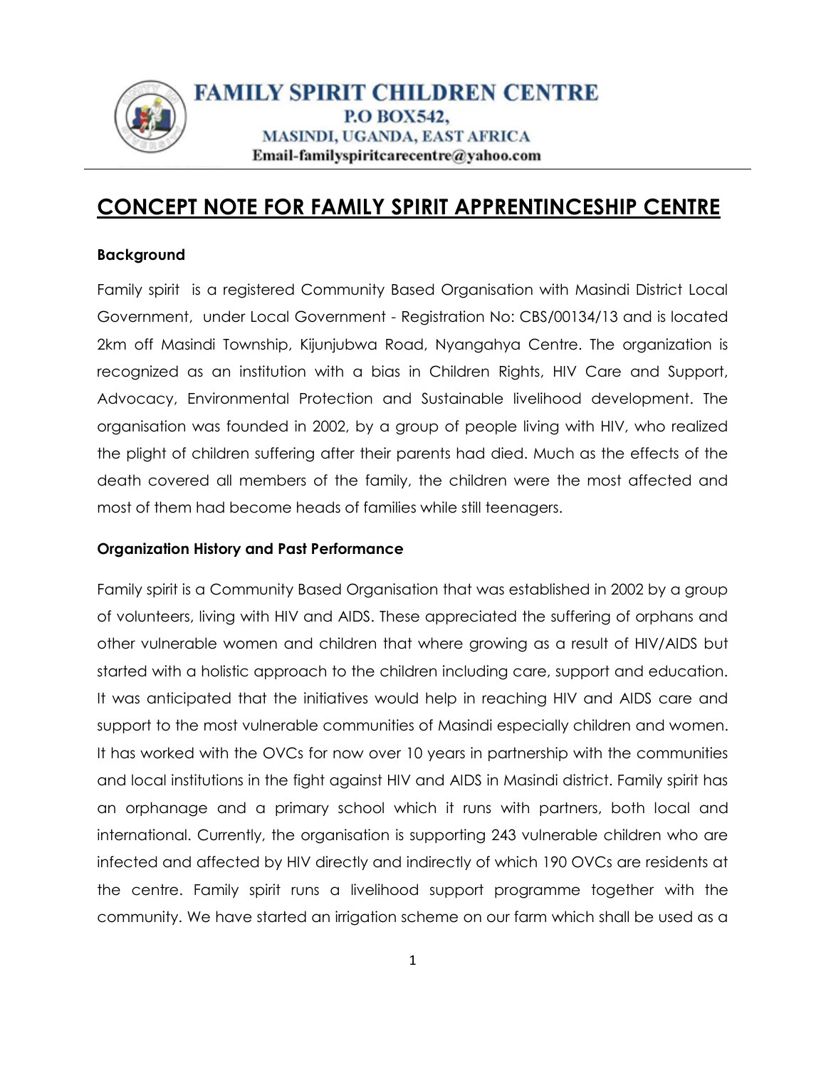**FAMILY SPIRIT CHILDREN CENTRE**
**P.O BOX542,**
**MASINDI, UGANDA, EAST AFRICA**
**Email-familyspiritcarecentre@yahoo.com**

# CONCEPT NOTE FOR FAMILY SPIRIT APPRENTINCESHIP CENTRE

### Background

Family spirit is a registered Community Based Organisation with Masindi District Local Government, under Local Government - Registration No: CBS/00134/13 and is located 2km off Masindi Township, Kijunjubwa Road, Nyangahya Centre. The organization is recognized as an institution with a bias in Children Rights, HIV Care and Support, Advocacy, Environmental Protection and Sustainable livelihood development. The organisation was founded in 2002, by a group of people living with HIV, who realized the plight of children suffering after their parents had died. Much as the effects of the death covered all members of the family, the children were the most affected and most of them had become heads of families while still teenagers.

### Organization History and Past Performance

Family spirit is a Community Based Organisation that was established in 2002 by a group of volunteers, living with HIV and AIDS. These appreciated the suffering of orphans and other vulnerable women and children that where growing as a result of HIV/AIDS but started with a holistic approach to the children including care, support and education. It was anticipated that the initiatives would help in reaching HIV and AIDS care and support to the most vulnerable communities of Masindi especially children and women. It has worked with the OVCs for now over 10 years in partnership with the communities and local institutions in the fight against HIV and AIDS in Masindi district. Family spirit has an orphanage and a primary school which it runs with partners, both local and international. Currently, the organisation is supporting 243 vulnerable children who are infected and affected by HIV directly and indirectly of which 190 OVCs are residents at the centre. Family spirit runs a livelihood support programme together with the community. We have started an irrigation scheme on our farm which shall be used as a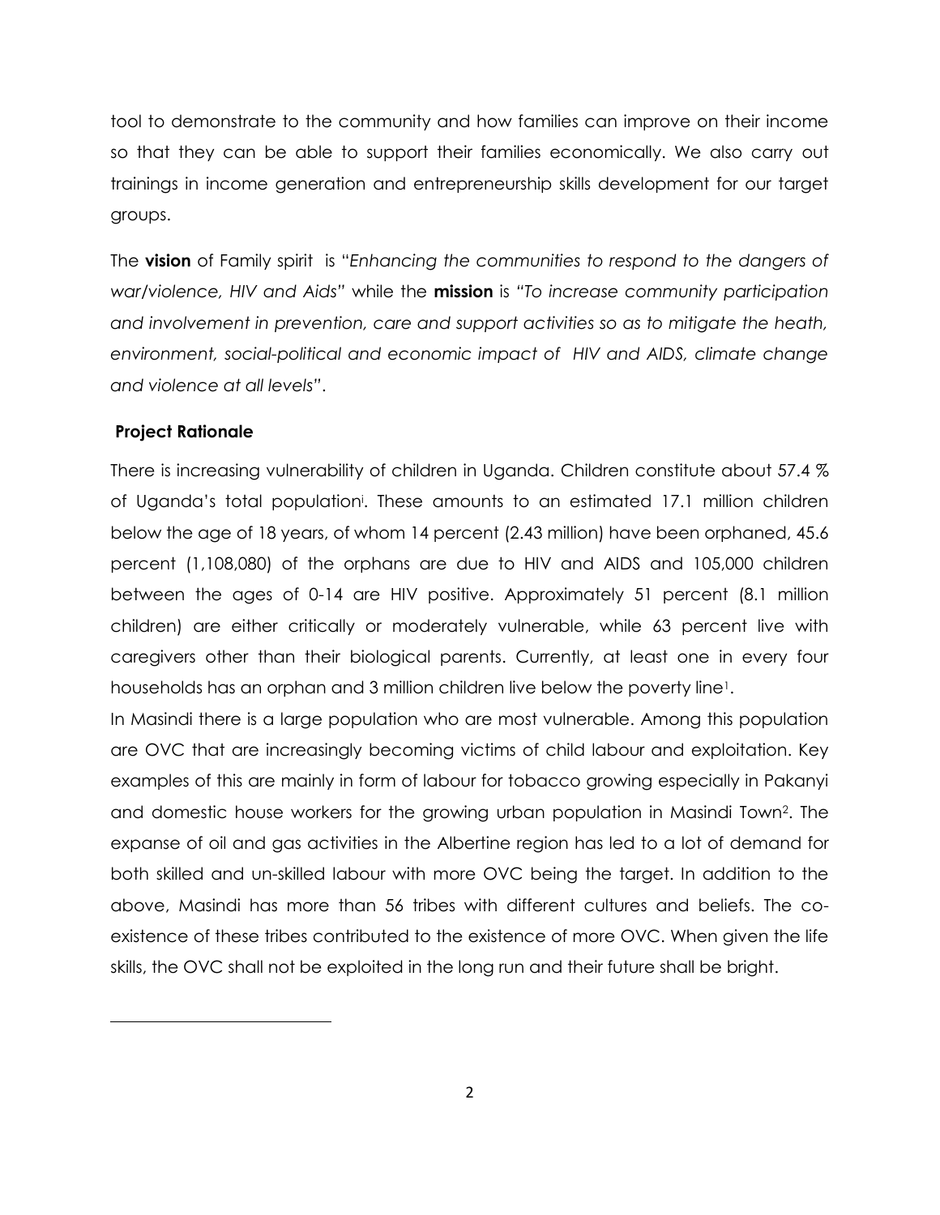tool to demonstrate to the community and how families can improve on their income so that they can be able to support their families economically. We also carry out trainings in income generation and entrepreneurship skills development for our target groups.

The **vision** of Family spirit is "*Enhancing the communities to respond to the dangers of war/violence, HIV and Aids*" while the **mission** is "*To increase community participation and involvement in prevention, care and support activities so as to mitigate the heath, environment, social-political and economic impact of HIV and AIDS, climate change and violence at all levels*".

**Project Rationale**

There is increasing vulnerability of children in Uganda. Children constitute about 57.4 % of Uganda's total population[i]. These amounts to an estimated 17.1 million children below the age of 18 years, of whom 14 percent (2.43 million) have been orphaned, 45.6 percent (1,108,080) of the orphans are due to HIV and AIDS and 105,000 children between the ages of 0-14 are HIV positive. Approximately 51 percent (8.1 million children) are either critically or moderately vulnerable, while 63 percent live with caregivers other than their biological parents. Currently, at least one in every four households has an orphan and 3 million children live below the poverty line[1].

In Masindi there is a large population who are most vulnerable. Among this population are OVC that are increasingly becoming victims of child labour and exploitation. Key examples of this are mainly in form of labour for tobacco growing especially in Pakanyi and domestic house workers for the growing urban population in Masindi Town[2]. The expanse of oil and gas activities in the Albertine region has led to a lot of demand for both skilled and un-skilled labour with more OVC being the target. In addition to the above, Masindi has more than 56 tribes with different cultures and beliefs. The co-existence of these tribes contributed to the existence of more OVC. When given the life skills, the OVC shall not be exploited in the long run and their future shall be bright.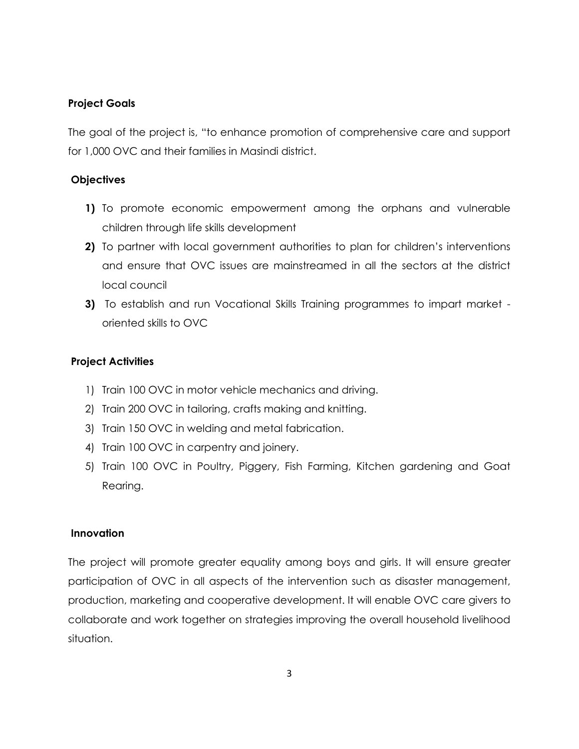**Project Goals**

The goal of the project is, "to enhance promotion of comprehensive care and support for 1,000 OVC and their families in Masindi district.

**Objectives**

1) To promote economic empowerment among the orphans and vulnerable children through life skills development
2) To partner with local government authorities to plan for children's interventions and ensure that OVC issues are mainstreamed in all the sectors at the district local council
3) To establish and run Vocational Skills Training programmes to impart market - oriented skills to OVC

**Project Activities**

1) Train 100 OVC in motor vehicle mechanics and driving.
2) Train 200 OVC in tailoring, crafts making and knitting.
3) Train 150 OVC in welding and metal fabrication.
4) Train 100 OVC in carpentry and joinery.
5) Train 100 OVC in Poultry, Piggery, Fish Farming, Kitchen gardening and Goat Rearing.

**Innovation**

The project will promote greater equality among boys and girls. It will ensure greater participation of OVC in all aspects of the intervention such as disaster management, production, marketing and cooperative development. It will enable OVC care givers to collaborate and work together on strategies improving the overall household livelihood situation.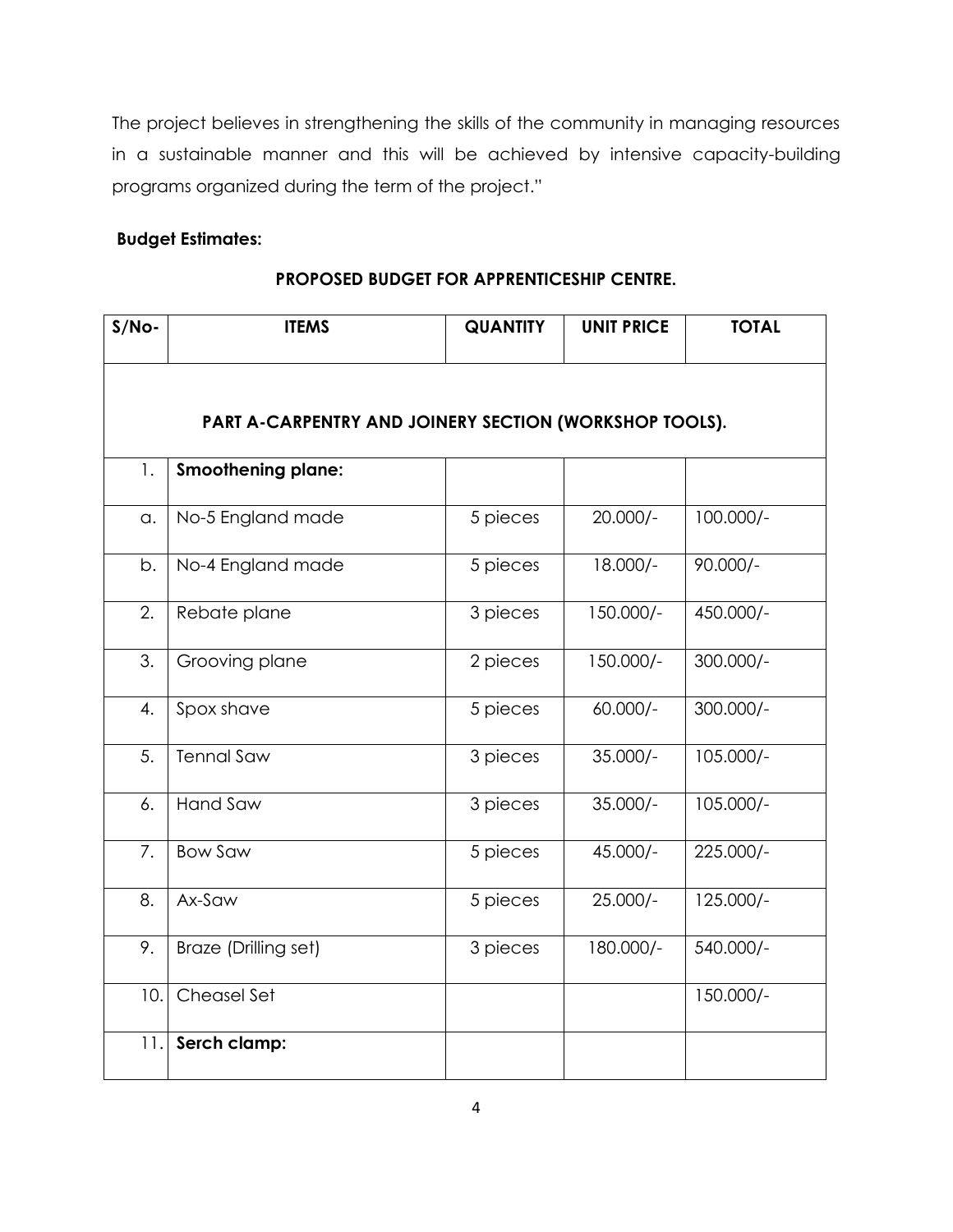The project believes in strengthening the skills of the community in managing resources in a sustainable manner and this will be achieved by intensive capacity-building programs organized during the term of the project."

**Budget Estimates:**

**PROPOSED BUDGET FOR APPRENTICESHIP CENTRE.**

| S/No- | ITEMS | QUANTITY | UNIT PRICE | TOTAL |
|---|---|---|---|---|
| **PART A-CARPENTRY AND JOINERY SECTION (WORKSHOP TOOLS).** | | | | |
| 1. | **Smoothening plane:** | | | |
| a. | No-5 England made | 5 pieces | 20.000/- | 100.000/- |
| b. | No-4 England made | 5 pieces | 18.000/- | 90.000/- |
| 2. | Rebate plane | 3 pieces | 150.000/- | 450.000/- |
| 3. | Grooving plane | 2 pieces | 150.000/- | 300.000/- |
| 4. | Spox shave | 5 pieces | 60.000/- | 300.000/- |
| 5. | Tennal Saw | 3 pieces | 35.000/- | 105.000/- |
| 6. | Hand Saw | 3 pieces | 35.000/- | 105.000/- |
| 7. | Bow Saw | 5 pieces | 45.000/- | 225.000/- |
| 8. | Ax-Saw | 5 pieces | 25.000/- | 125.000/- |
| 9. | Braze (Drilling set) | 3 pieces | 180.000/- | 540.000/- |
| 10. | Cheasel Set | | | 150.000/- |
| 11. | **Serch clamp:** | | | |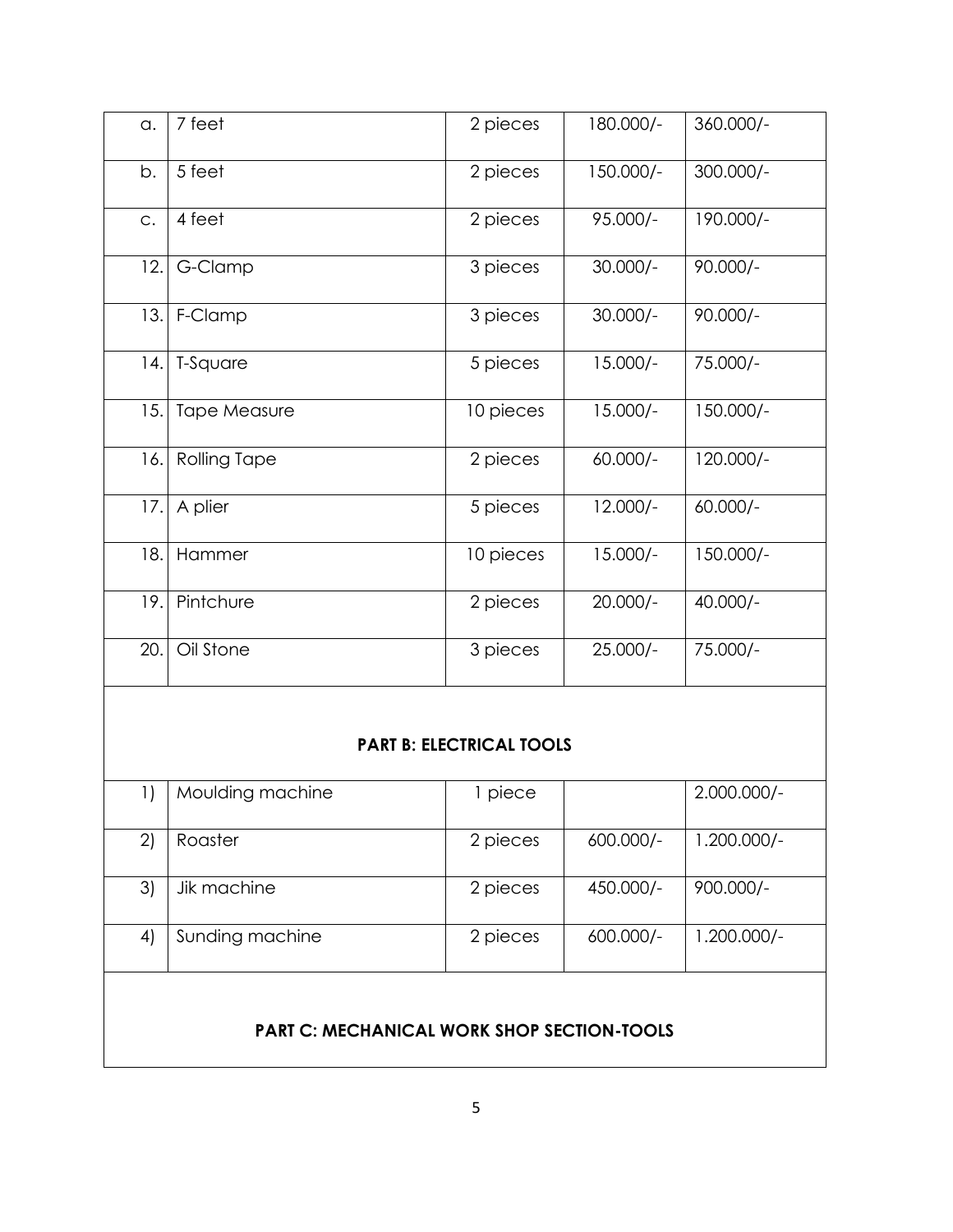| | | | | |
|---|---|---|---|---|
| a. | 7 feet | 2 pieces | 180.000/- | 360.000/- |
| b. | 5 feet | 2 pieces | 150.000/- | 300.000/- |
| c. | 4 feet | 2 pieces | 95.000/- | 190.000/- |
| 12. | G-Clamp | 3 pieces | 30.000/- | 90.000/- |
| 13. | F-Clamp | 3 pieces | 30.000/- | 90.000/- |
| 14. | T-Square | 5 pieces | 15.000/- | 75.000/- |
| 15. | Tape Measure | 10 pieces | 15.000/- | 150.000/- |
| 16. | Rolling Tape | 2 pieces | 60.000/- | 120.000/- |
| 17. | A plier | 5 pieces | 12.000/- | 60.000/- |
| 18. | Hammer | 10 pieces | 15.000/- | 150.000/- |
| 19. | Pintchure | 2 pieces | 20.000/- | 40.000/- |
| 20. | Oil Stone | 3 pieces | 25.000/- | 75.000/- |
| **PART B: ELECTRICAL TOOLS** | | | | |
| 1) | Moulding machine | 1 piece | | 2.000.000/- |
| 2) | Roaster | 2 pieces | 600.000/- | 1.200.000/- |
| 3) | Jik machine | 2 pieces | 450.000/- | 900.000/- |
| 4) | Sunding machine | 2 pieces | 600.000/- | 1.200.000/- |
| **PART C: MECHANICAL WORK SHOP SECTION-TOOLS** | | | | |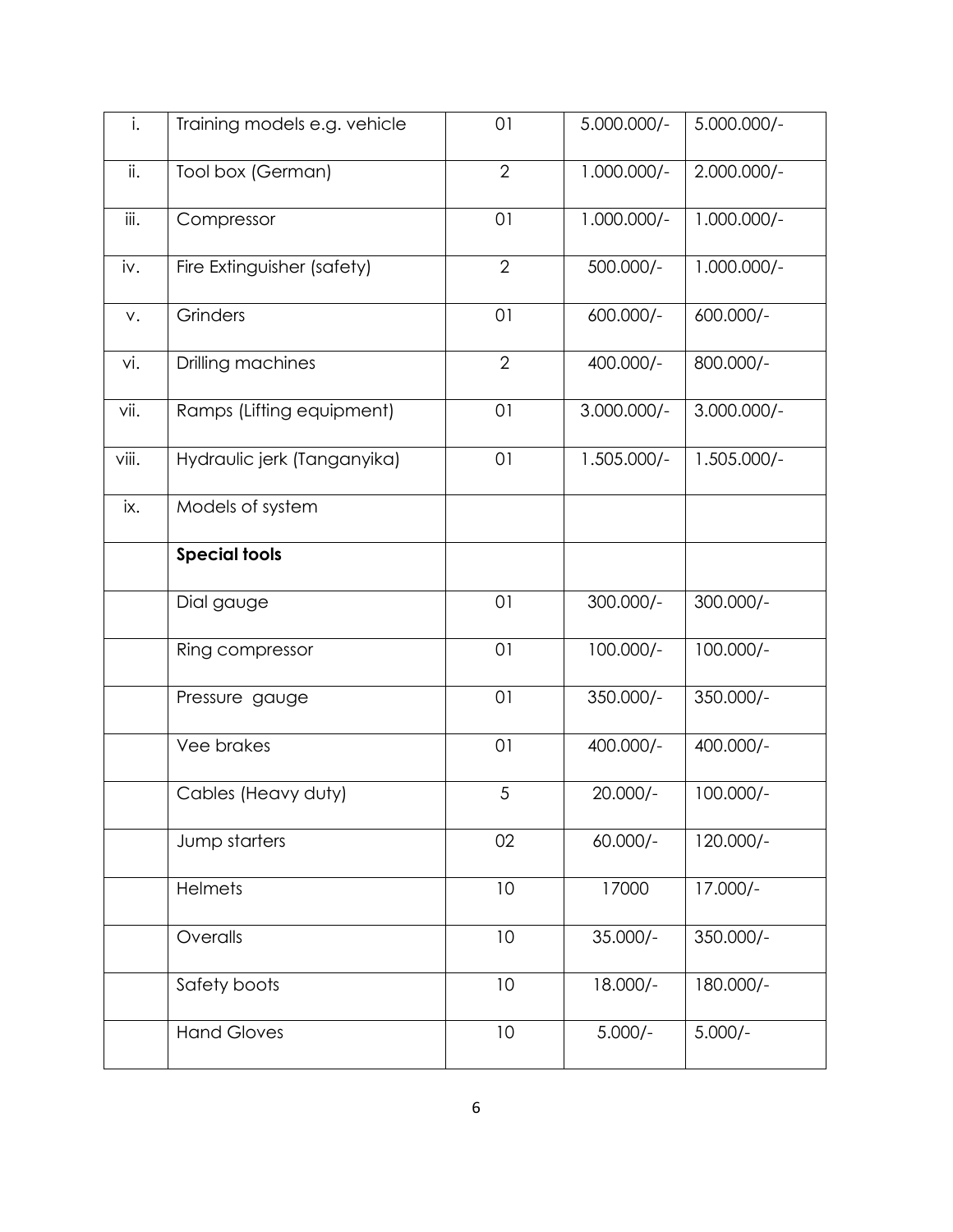| i. | Training models e.g. vehicle | 01 | 5.000.000/- | 5.000.000/- |
|---|---|---|---|---|
| ii. | Tool box (German) | 2 | 1.000.000/- | 2.000.000/- |
| iii. | Compressor | 01 | 1.000.000/- | 1.000.000/- |
| iv. | Fire Extinguisher (safety) | 2 | 500.000/- | 1.000.000/- |
| v. | Grinders | 01 | 600.000/- | 600.000/- |
| vi. | Drilling machines | 2 | 400.000/- | 800.000/- |
| vii. | Ramps (Lifting equipment) | 01 | 3.000.000/- | 3.000.000/- |
| viii. | Hydraulic jerk (Tanganyika) | 01 | 1.505.000/- | 1.505.000/- |
| ix. | Models of system | | | |
| | **Special tools** | | | |
| | Dial gauge | 01 | 300.000/- | 300.000/- |
| | Ring compressor | 01 | 100.000/- | 100.000/- |
| | Pressure gauge | 01 | 350.000/- | 350.000/- |
| | Vee brakes | 01 | 400.000/- | 400.000/- |
| | Cables (Heavy duty) | 5 | 20.000/- | 100.000/- |
| | Jump starters | 02 | 60.000/- | 120.000/- |
| | Helmets | 10 | 17000 | 17.000/- |
| | Overalls | 10 | 35.000/- | 350.000/- |
| | Safety boots | 10 | 18.000/- | 180.000/- |
| | Hand Gloves | 10 | 5.000/- | 5.000/- |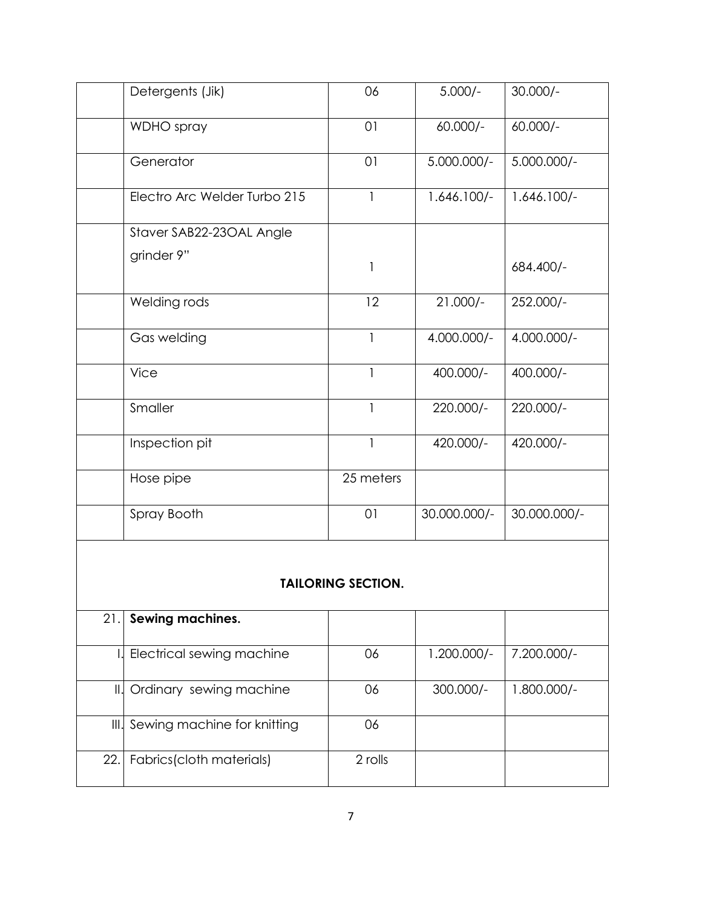|  | Detergents (Jik) | 06 | 5.000/- | 30.000/- |
|---|---|---|---|---|
|  | WDHO spray | 01 | 60.000/- | 60.000/- |
|  | Generator | 01 | 5.000.000/- | 5.000.000/- |
|  | Electro Arc Welder Turbo 215 | 1 | 1.646.100/- | 1.646.100/- |
|  | Staver SAB22-23OAL Angle grinder 9" | 1 |  | 684.400/- |
|  | Welding rods | 12 | 21.000/- | 252.000/- |
|  | Gas welding | 1 | 4.000.000/- | 4.000.000/- |
|  | Vice | 1 | 400.000/- | 400.000/- |
|  | Smaller | 1 | 220.000/- | 220.000/- |
|  | Inspection pit | 1 | 420.000/- | 420.000/- |
|  | Hose pipe | 25 meters |  |  |
|  | Spray Booth | 01 | 30.000.000/- | 30.000.000/- |
| **TAILORING SECTION.** |  |  |  |  |
| 21. | **Sewing machines.** |  |  |  |
| I. | Electrical sewing machine | 06 | 1.200.000/- | 7.200.000/- |
| II. | Ordinary sewing machine | 06 | 300.000/- | 1.800.000/- |
| III. | Sewing machine for knitting | 06 |  |  |
| 22. | Fabrics(cloth materials) | 2 rolls |  |  |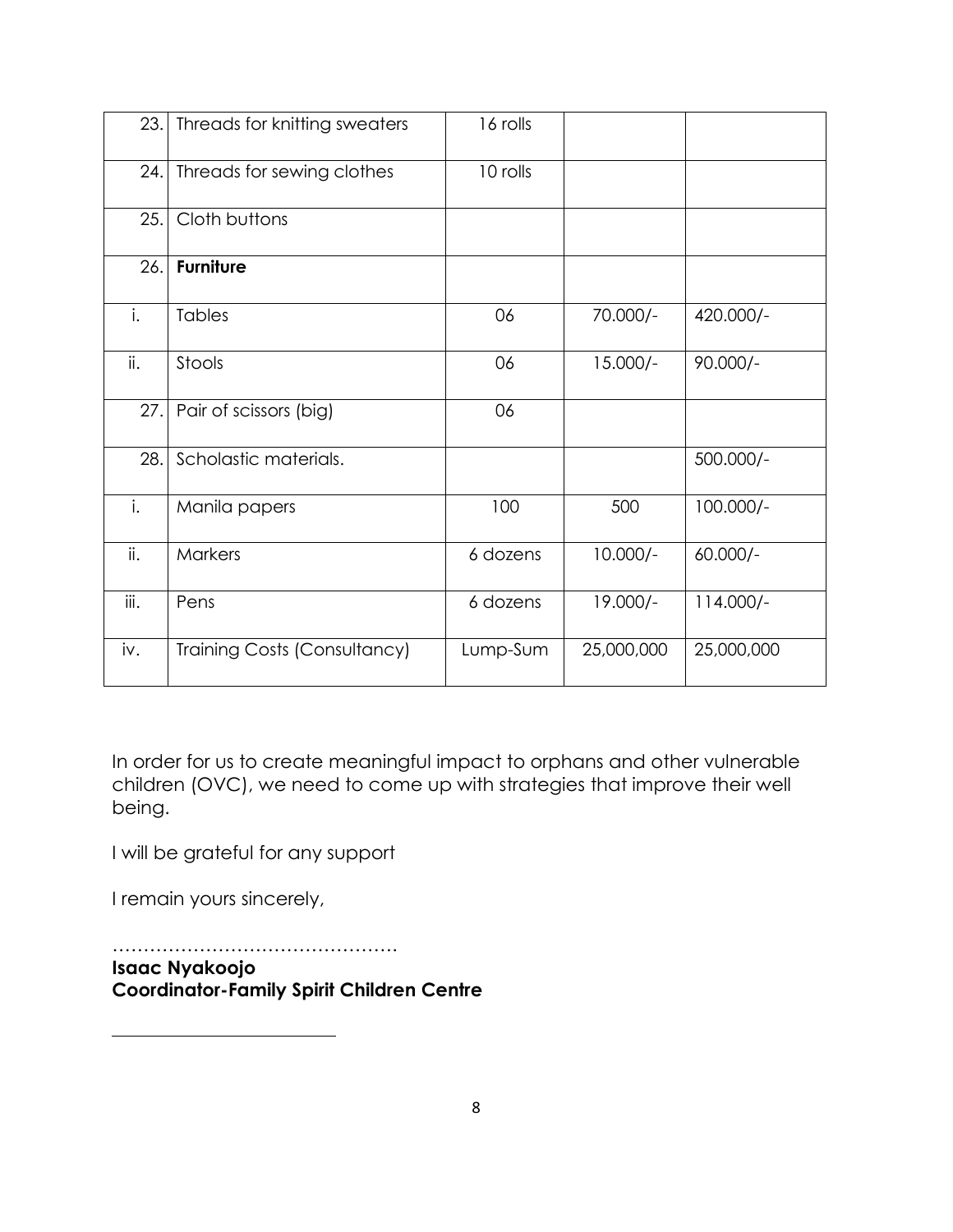| | | | | |
|---|---|---|---|---|
| 23. | Threads for knitting sweaters | 16 rolls | | |
| 24. | Threads for sewing clothes | 10 rolls | | |
| 25. | Cloth buttons | | | |
| 26. | **Furniture** | | | |
| i. | Tables | 06 | 70.000/- | 420.000/- |
| ii. | Stools | 06 | 15.000/- | 90.000/- |
| 27. | Pair of scissors (big) | 06 | | |
| 28. | Scholastic materials. | | | 500.000/- |
| i. | Manila papers | 100 | 500 | 100.000/- |
| ii. | Markers | 6 dozens | 10.000/- | 60.000/- |
| iii. | Pens | 6 dozens | 19.000/- | 114.000/- |
| iv. | Training Costs (Consultancy) | Lump-Sum | 25,000,000 | 25,000,000 |

In order for us to create meaningful impact to orphans and other vulnerable children (OVC), we need to come up with strategies that improve their well being.

I will be grateful for any support

I remain yours sincerely,

……………………………………….

**Isaac Nyakoojo**
**Coordinator-Family Spirit Children Centre**